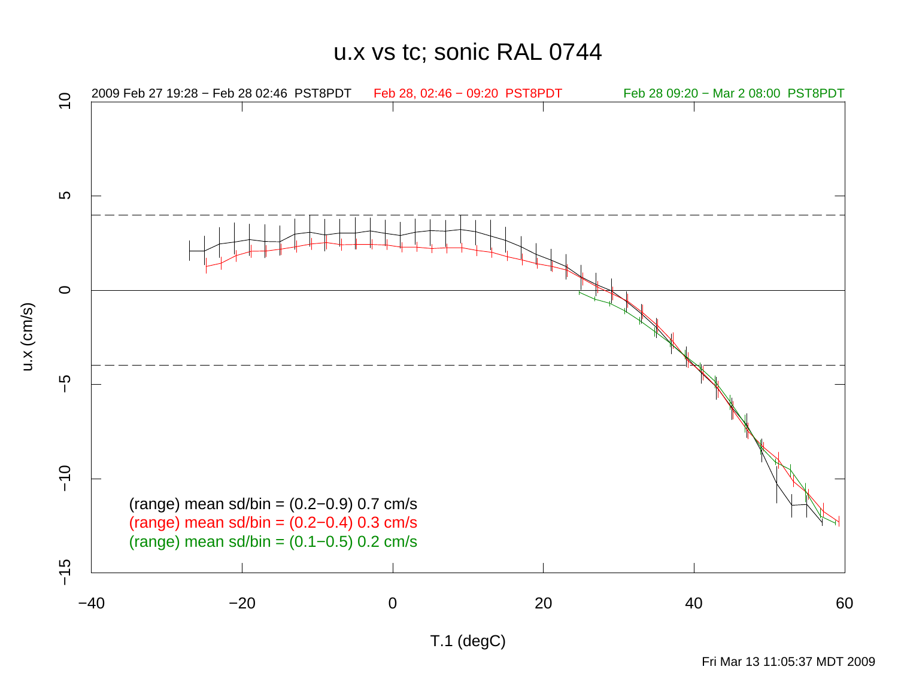# u.x vs tc; sonic RAL 0744

2009 Feb 27 19:28 − Feb 28 02:46 PST8PDT

Feb 28, 02:46 − 09:20 PST8PDT

Feb 28 09:20 − Mar 2 08:00 PST8PDT

(range) mean sd/bin = (0.2−0.9) 0.7 cm/s

(range) mean sd/bin = (0.2−0.4) 0.3 cm/s

(range) mean sd/bin = (0.1−0.5) 0.2 cm/s

u.x (cm/s)

T.1 (degC)

Fri Mar 13 11:05:37 MDT 2009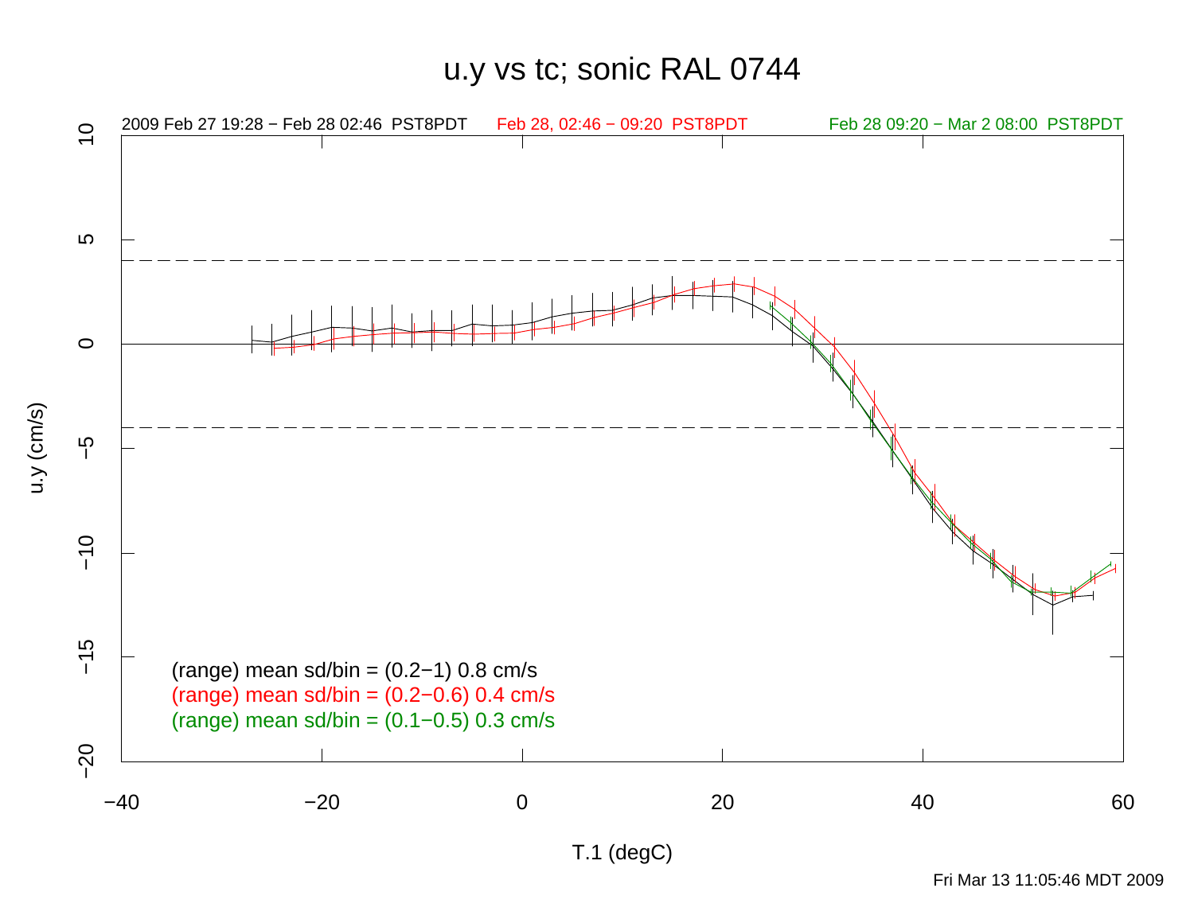# u.y vs tc; sonic RAL 0744

2009 Feb 27 19:28 − Feb 28 02:46 PST8PDT

Feb 28, 02:46 − 09:20 PST8PDT

Feb 28 09:20 − Mar 2 08:00 PST8PDT

(range) mean sd/bin = (0.2−1) 0.8 cm/s

(range) mean sd/bin = (0.2−0.6) 0.4 cm/s

(range) mean sd/bin = (0.1−0.5) 0.3 cm/s

u.y (cm/s)

T.1 (degC)

Fri Mar 13 11:05:46 MDT 2009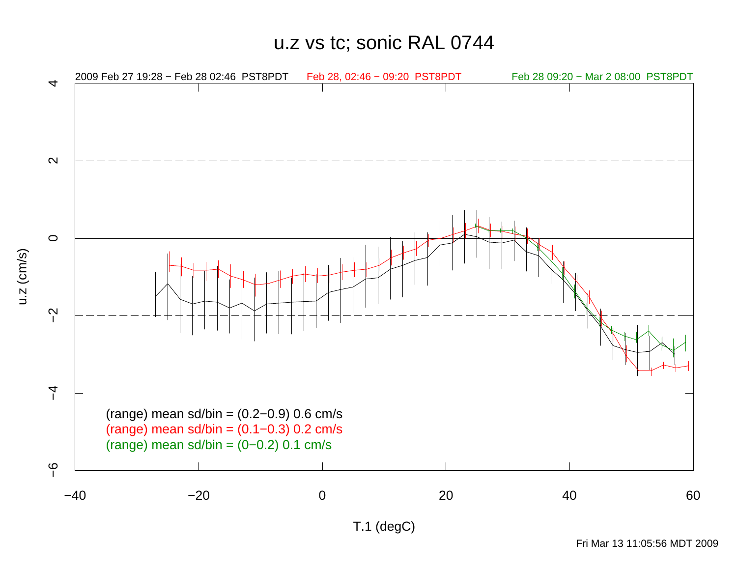u.z vs tc; sonic RAL 0744

2009 Feb 27 19:28 − Feb 28 02:46 PST8PDT

Feb 28, 02:46 − 09:20 PST8PDT

Feb 28 09:20 − Mar 2 08:00 PST8PDT

u.z (cm/s)

4

2

0

−2

−4

−6

−40

−20

0

20

40

60

T.1 (degC)

(range) mean sd/bin = (0.2−0.9) 0.6 cm/s

(range) mean sd/bin = (0.1−0.3) 0.2 cm/s

(range) mean sd/bin = (0−0.2) 0.1 cm/s

Fri Mar 13 11:05:56 MDT 2009